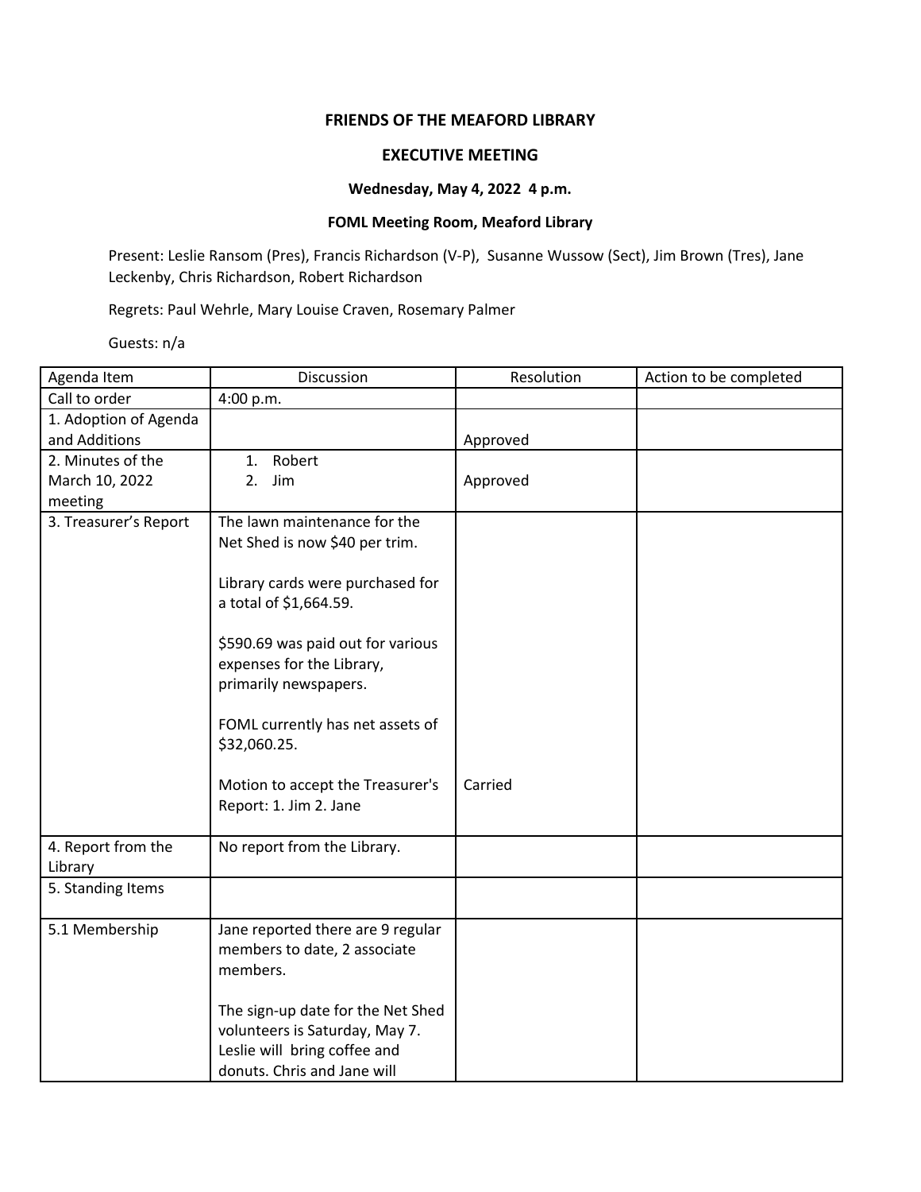**FRIENDS OF THE MEAFORD LIBRARY**

**EXECUTIVE MEETING**

**Wednesday, May 4, 2022 4 p.m.**

**FOML Meeting Room, Meaford Library**

Present: Leslie Ransom (Pres), Francis Richardson (V-P), Susanne Wussow (Sect), Jim Brown (Tres), Jane Leckenby, Chris Richardson, Robert Richardson

Regrets: Paul Wehrle, Mary Louise Craven, Rosemary Palmer

Guests: n/a

| Agenda Item | Discussion | Resolution | Action to be completed |
|---|---|---|---|
| Call to order | 4:00 p.m. | | |
| 1. Adoption of Agenda and Additions | | Approved | |
| 2. Minutes of the March 10, 2022 meeting | 1. Robert<br>2. Jim | Approved | |
| 3. Treasurer's Report | The lawn maintenance for the Net Shed is now $40 per trim.<br><br>Library cards were purchased for a total of $1,664.59.<br><br>$590.69 was paid out for various expenses for the Library, primarily newspapers.<br><br>FOML currently has net assets of $32,060.25.<br><br>Motion to accept the Treasurer's Report: 1. Jim 2. Jane | Carried | |
| 4. Report from the Library | No report from the Library. | | |
| 5. Standing Items | | | |
| 5.1 Membership | Jane reported there are 9 regular members to date, 2 associate members.<br><br>The sign-up date for the Net Shed volunteers is Saturday, May 7. Leslie will bring coffee and donuts. Chris and Jane will | | |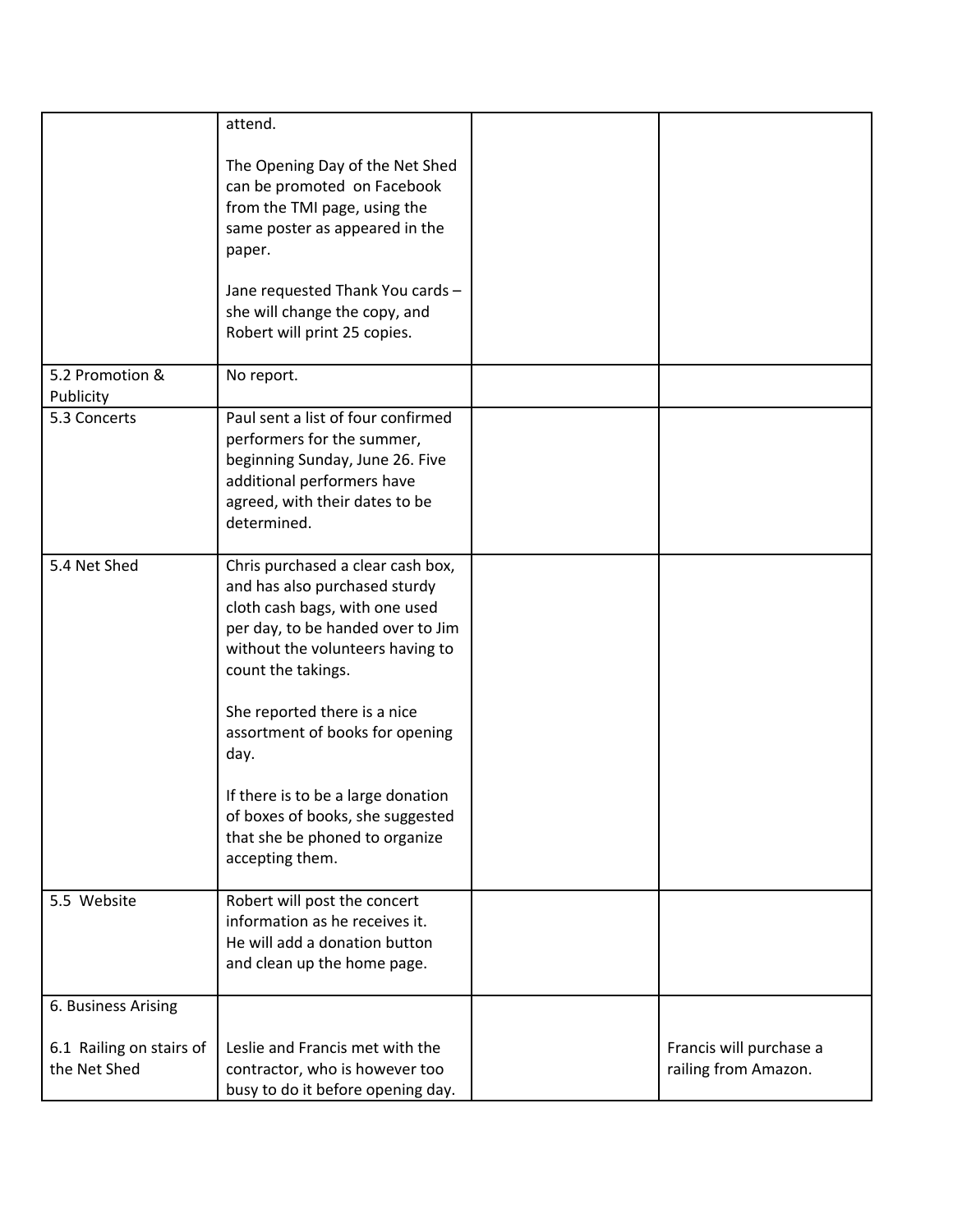| | | | |
|---|---|---|---|
| | attend.<br><br>The Opening Day of the Net Shed can be promoted on Facebook from the TMI page, using the same poster as appeared in the paper.<br><br>Jane requested Thank You cards – she will change the copy, and Robert will print 25 copies. | | |
| 5.2 Promotion & Publicity | No report. | | |
| 5.3 Concerts | Paul sent a list of four confirmed performers for the summer, beginning Sunday, June 26. Five additional performers have agreed, with their dates to be determined. | | |
| 5.4 Net Shed | Chris purchased a clear cash box, and has also purchased sturdy cloth cash bags, with one used per day, to be handed over to Jim without the volunteers having to count the takings.<br><br>She reported there is a nice assortment of books for opening day.<br><br>If there is to be a large donation of boxes of books, she suggested that she be phoned to organize accepting them. | | |
| 5.5 Website | Robert will post the concert information as he receives it. He will add a donation button and clean up the home page. | | |
| 6. Business Arising<br><br>6.1 Railing on stairs of the Net Shed | <br><br>Leslie and Francis met with the contractor, who is however too busy to do it before opening day. | | <br><br>Francis will purchase a railing from Amazon. |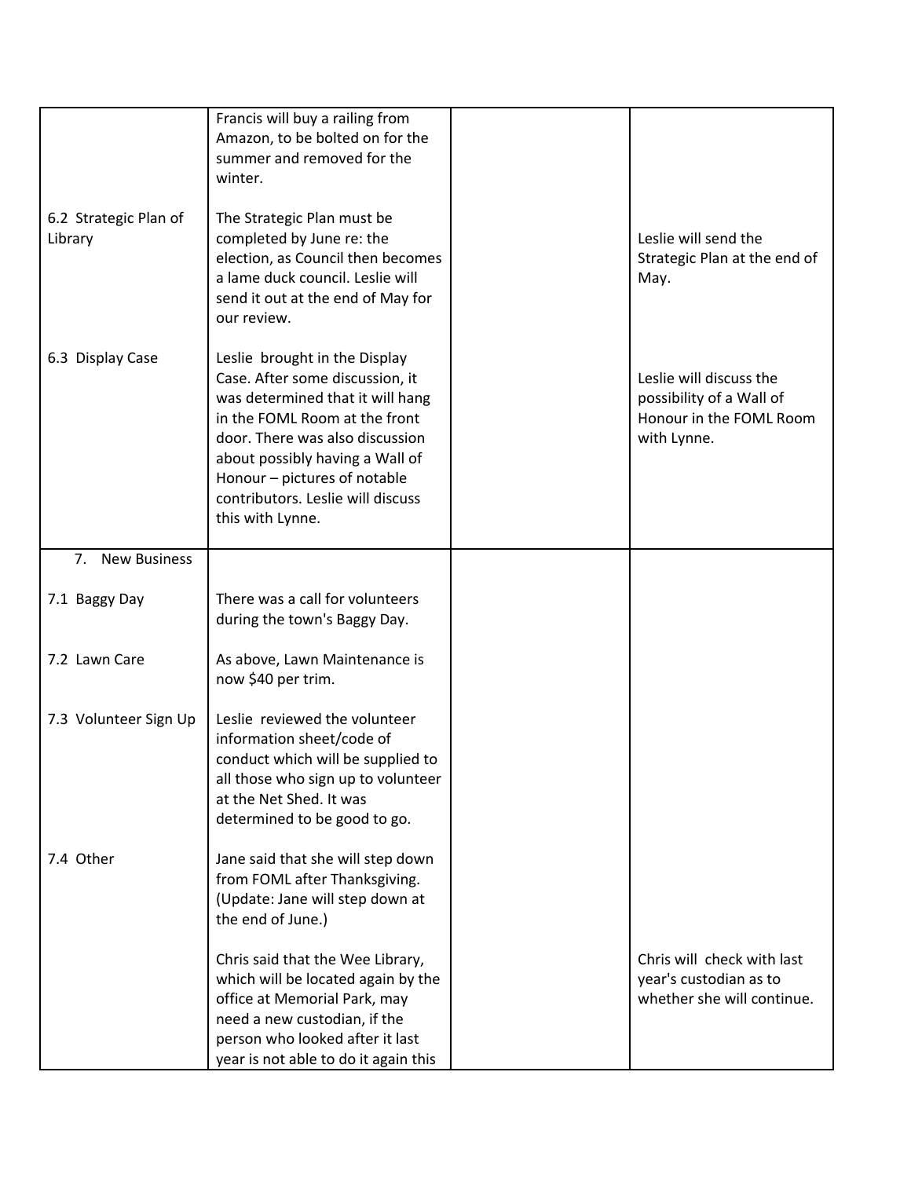| | | | |
|---|---|---|---|
| | Francis will buy a railing from Amazon, to be bolted on for the summer and removed for the winter. | | |
| 6.2 Strategic Plan of Library | The Strategic Plan must be completed by June re: the election, as Council then becomes a lame duck council. Leslie will send it out at the end of May for our review. | | Leslie will send the Strategic Plan at the end of May. |
| 6.3 Display Case | Leslie brought in the Display Case. After some discussion, it was determined that it will hang in the FOML Room at the front door. There was also discussion about possibly having a Wall of Honour – pictures of notable contributors. Leslie will discuss this with Lynne. | | Leslie will discuss the possibility of a Wall of Honour in the FOML Room with Lynne. |
| 7. New Business | | | |
| 7.1 Baggy Day | There was a call for volunteers during the town's Baggy Day. | | |
| 7.2 Lawn Care | As above, Lawn Maintenance is now $40 per trim. | | |
| 7.3 Volunteer Sign Up | Leslie reviewed the volunteer information sheet/code of conduct which will be supplied to all those who sign up to volunteer at the Net Shed. It was determined to be good to go. | | |
| 7.4 Other | Jane said that she will step down from FOML after Thanksgiving. (Update: Jane will step down at the end of June.) | | |
| | Chris said that the Wee Library, which will be located again by the office at Memorial Park, may need a new custodian, if the person who looked after it last year is not able to do it again this | | Chris will check with last year's custodian as to whether she will continue. |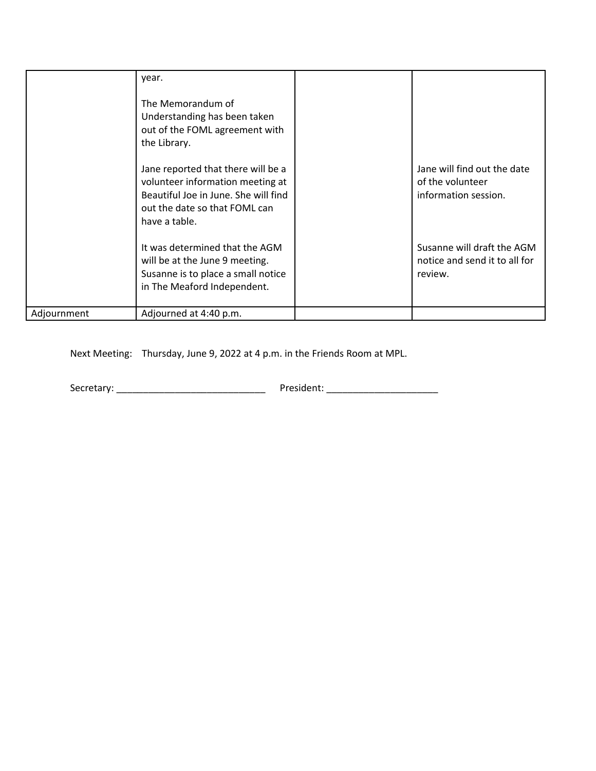| | | | |
|---|---|---|---|
| | year.<br><br>The Memorandum of Understanding has been taken out of the FOML agreement with the Library.<br><br>Jane reported that there will be a volunteer information meeting at Beautiful Joe in June. She will find out the date so that FOML can have a table.<br><br>It was determined that the AGM will be at the June 9 meeting. Susanne is to place a small notice in The Meaford Independent. | | Jane will find out the date of the volunteer information session.<br><br>Susanne will draft the AGM notice and send it to all for review. |
| Adjournment | Adjourned at 4:40 p.m. | | |

Next Meeting: Thursday, June 9, 2022 at 4 p.m. in the Friends Room at MPL.

Secretary: ____________________________ President: _____________________